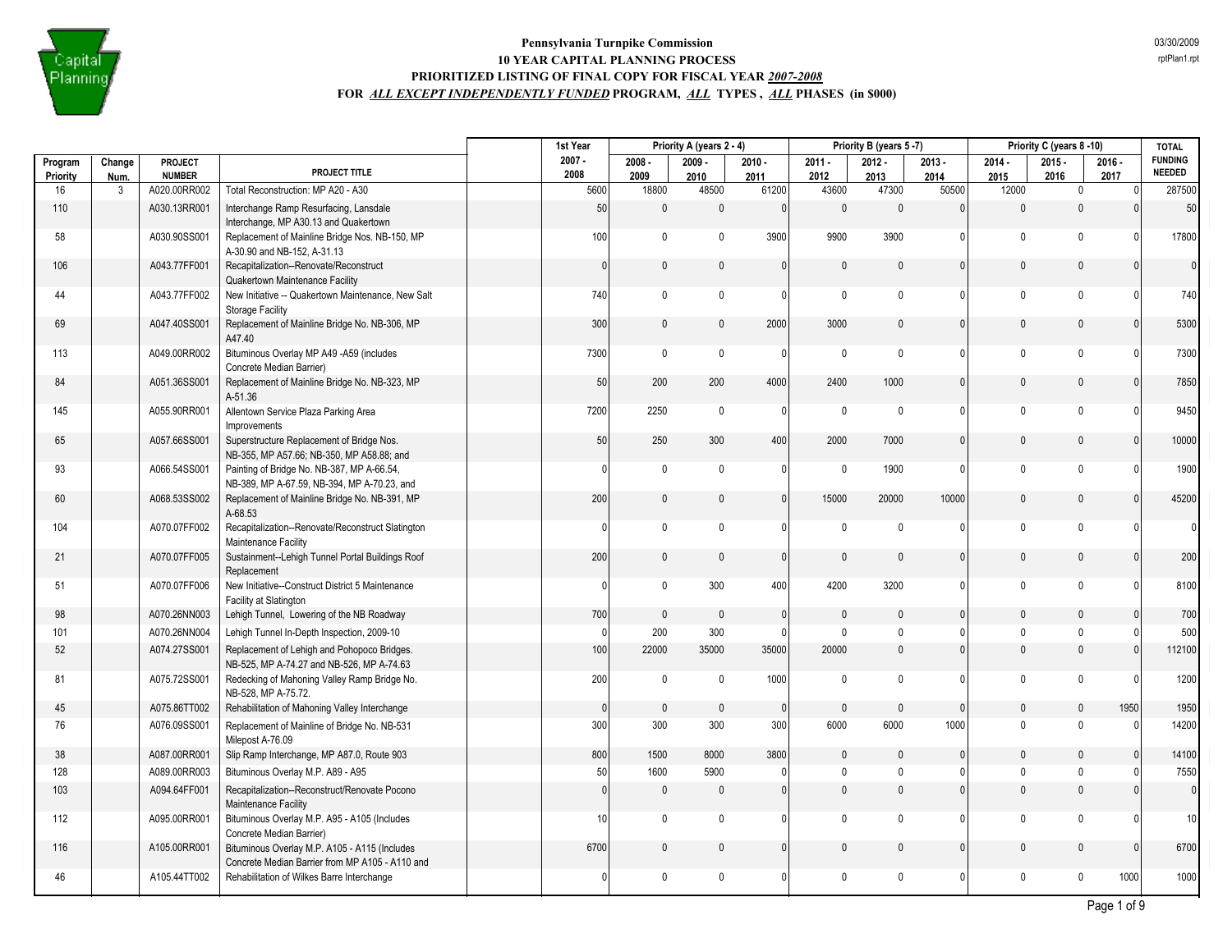**Pennsylvania Turnpike Commission**
**10 YEAR CAPITAL PLANNING PROCESS**
**PRIORITIZED LISTING OF FINAL COPY FOR FISCAL YEAR *2007-2008***
**FOR *ALL EXCEPT INDEPENDENTLY FUNDED* PROGRAM, *ALL* TYPES , *ALL* PHASES (in $000)**

03/30/2009
rptPlan1.rpt

| | | | | 1st Year | Priority A (years 2 - 4) | | | Priority B (years 5 -7) | | | Priority C (years 8 -10) | | | TOTAL |
|---|---|---|---|---|---|---|---|---|---|---|---|---|---|---|
| Program Priority | Change Num. | PROJECT NUMBER | PROJECT TITLE | 2007 - 2008 | 2008 - 2009 | 2009 - 2010 | 2010 - 2011 | 2011 - 2012 | 2012 - 2013 | 2013 - 2014 | 2014 - 2015 | 2015 - 2016 | 2016 - 2017 | FUNDING NEEDED |
| 16 | 3 | A020.00RR002 | Total Reconstruction: MP A20 - A30 | 5600 | 18800 | 48500 | 61200 | 43600 | 47300 | 50500 | 12000 | 0 | 0 | 287500 |
| 110 | | A030.13RR001 | Interchange Ramp Resurfacing, Lansdale Interchange, MP A30.13 and Quakertown | 50 | 0 | 0 | 0 | 0 | 0 | 0 | 0 | 0 | 0 | 50 |
| 58 | | A030.90SS001 | Replacement of Mainline Bridge Nos. NB-150, MP A-30.90 and NB-152, A-31.13 | 100 | 0 | 0 | 3900 | 9900 | 3900 | 0 | 0 | 0 | 0 | 17800 |
| 106 | | A043.77FF001 | Recapitalization--Renovate/Reconstruct Quakertown Maintenance Facility | 0 | 0 | 0 | 0 | 0 | 0 | 0 | 0 | 0 | 0 | 0 |
| 44 | | A043.77FF002 | New Initiative -- Quakertown Maintenance, New Salt Storage Facility | 740 | 0 | 0 | 0 | 0 | 0 | 0 | 0 | 0 | 0 | 740 |
| 69 | | A047.40SS001 | Replacement of Mainline Bridge No. NB-306, MP A47.40 | 300 | 0 | 0 | 2000 | 3000 | 0 | 0 | 0 | 0 | 0 | 5300 |
| 113 | | A049.00RR002 | Bituminous Overlay MP A49 -A59 (includes Concrete Median Barrier) | 7300 | 0 | 0 | 0 | 0 | 0 | 0 | 0 | 0 | 0 | 7300 |
| 84 | | A051.36SS001 | Replacement of Mainline Bridge No. NB-323, MP A-51.36 | 50 | 200 | 200 | 4000 | 2400 | 1000 | 0 | 0 | 0 | 0 | 7850 |
| 145 | | A055.90RR001 | Allentown Service Plaza Parking Area Improvements | 7200 | 2250 | 0 | 0 | 0 | 0 | 0 | 0 | 0 | 0 | 9450 |
| 65 | | A057.66SS001 | Superstructure Replacement of Bridge Nos. NB-355, MP A57.66; NB-350, MP A58.88; and | 50 | 250 | 300 | 400 | 2000 | 7000 | 0 | 0 | 0 | 0 | 10000 |
| 93 | | A066.54SS001 | Painting of Bridge No. NB-387, MP A-66.54, NB-389, MP A-67.59, NB-394, MP A-70.23, and | 0 | 0 | 0 | 0 | 0 | 1900 | 0 | 0 | 0 | 0 | 1900 |
| 60 | | A068.53SS002 | Replacement of Mainline Bridge No. NB-391, MP A-68.53 | 200 | 0 | 0 | 0 | 15000 | 20000 | 10000 | 0 | 0 | 0 | 45200 |
| 104 | | A070.07FF002 | Recapitalization--Renovate/Reconstruct Slatington Maintenance Facility | 0 | 0 | 0 | 0 | 0 | 0 | 0 | 0 | 0 | 0 | 0 |
| 21 | | A070.07FF005 | Sustainment--Lehigh Tunnel Portal Buildings Roof Replacement | 200 | 0 | 0 | 0 | 0 | 0 | 0 | 0 | 0 | 0 | 200 |
| 51 | | A070.07FF006 | New Initiative--Construct District 5 Maintenance Facility at Slatington | 0 | 0 | 300 | 400 | 4200 | 3200 | 0 | 0 | 0 | 0 | 8100 |
| 98 | | A070.26NN003 | Lehigh Tunnel, Lowering of the NB Roadway | 700 | 0 | 0 | 0 | 0 | 0 | 0 | 0 | 0 | 0 | 700 |
| 101 | | A070.26NN004 | Lehigh Tunnel In-Depth Inspection, 2009-10 | 0 | 200 | 300 | 0 | 0 | 0 | 0 | 0 | 0 | 0 | 500 |
| 52 | | A074.27SS001 | Replacement of Lehigh and Pohopoco Bridges. NB-525, MP A-74.27 and NB-526, MP A-74.63 | 100 | 22000 | 35000 | 35000 | 20000 | 0 | 0 | 0 | 0 | 0 | 112100 |
| 81 | | A075.72SS001 | Redecking of Mahoning Valley Ramp Bridge No. NB-528, MP A-75.72. | 200 | 0 | 0 | 1000 | 0 | 0 | 0 | 0 | 0 | 0 | 1200 |
| 45 | | A075.86TT002 | Rehabilitation of Mahoning Valley Interchange | 0 | 0 | 0 | 0 | 0 | 0 | 0 | 0 | 0 | 1950 | 1950 |
| 76 | | A076.09SS001 | Replacement of Mainline of Bridge No. NB-531 Milepost A-76.09 | 300 | 300 | 300 | 300 | 6000 | 6000 | 1000 | 0 | 0 | 0 | 14200 |
| 38 | | A087.00RR001 | Slip Ramp Interchange, MP A87.0, Route 903 | 800 | 1500 | 8000 | 3800 | 0 | 0 | 0 | 0 | 0 | 0 | 14100 |
| 128 | | A089.00RR003 | Bituminous Overlay M.P. A89 - A95 | 50 | 1600 | 5900 | 0 | 0 | 0 | 0 | 0 | 0 | 0 | 7550 |
| 103 | | A094.64FF001 | Recapitalization--Reconstruct/Renovate Pocono Maintenance Facility | 0 | 0 | 0 | 0 | 0 | 0 | 0 | 0 | 0 | 0 | 0 |
| 112 | | A095.00RR001 | Bituminous Overlay M.P. A95 - A105 (Includes Concrete Median Barrier) | 10 | 0 | 0 | 0 | 0 | 0 | 0 | 0 | 0 | 0 | 10 |
| 116 | | A105.00RR001 | Bituminous Overlay M.P. A105 - A115 (Includes Concrete Median Barrier from MP A105 - A110 and | 6700 | 0 | 0 | 0 | 0 | 0 | 0 | 0 | 0 | 0 | 6700 |
| 46 | | A105.44TT002 | Rehabilitation of Wilkes Barre Interchange | 0 | 0 | 0 | 0 | 0 | 0 | 0 | 0 | 0 | 1000 | 1000 |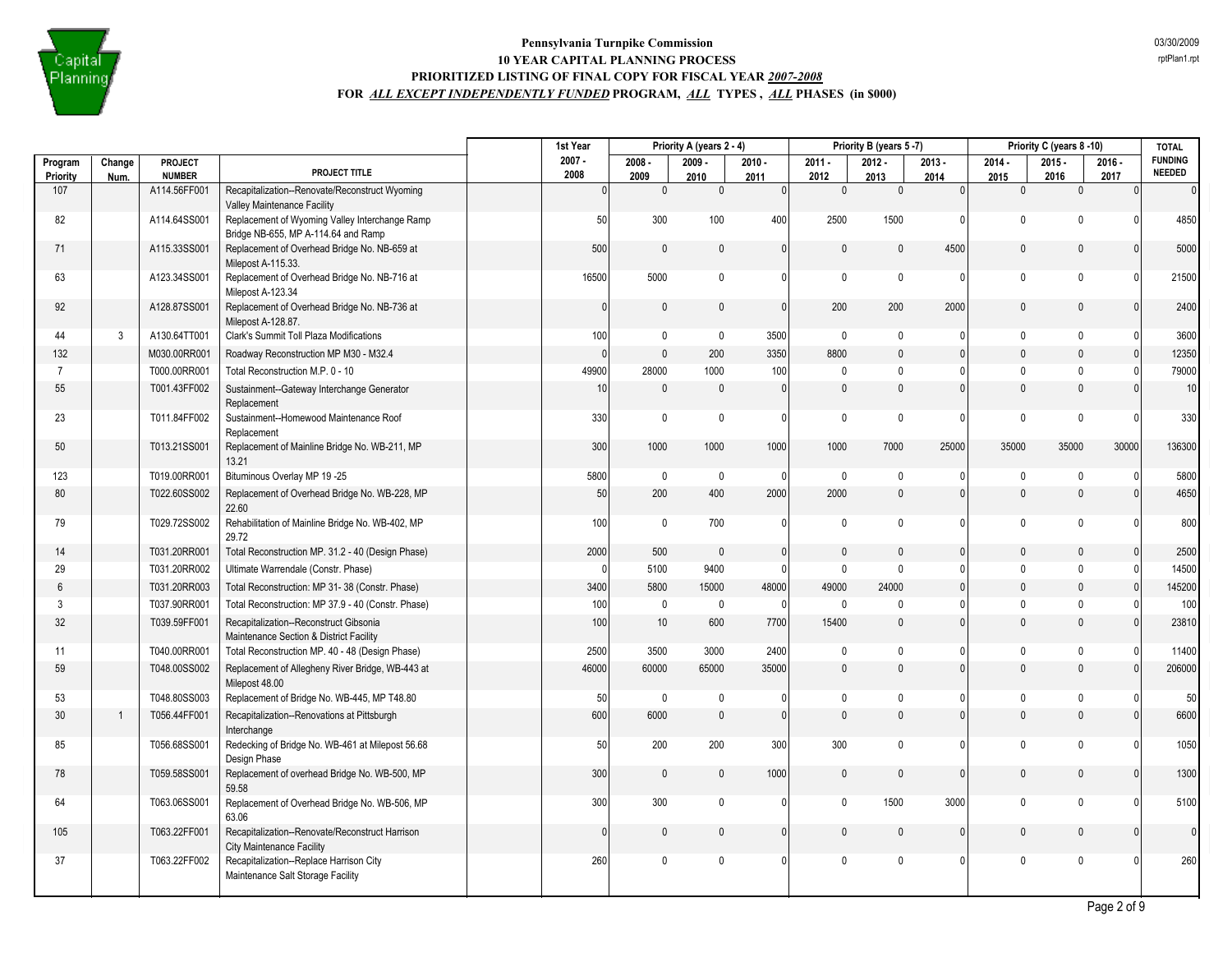# Pennsylvania Turnpike Commission
## 10 YEAR CAPITAL PLANNING PROCESS
### PRIORITIZED LISTING OF FINAL COPY FOR FISCAL YEAR *2007-2008*
### FOR *ALL EXCEPT INDEPENDENTLY FUNDED* PROGRAM, *ALL* TYPES , *ALL* PHASES (in $000)

03/30/2009
rptPlan1.rpt

| Program Priority | Change Num. | PROJECT NUMBER | PROJECT TITLE | 1st Year 2007 - 2008 | Priority A (years 2 - 4) 2008 - 2009 | 2009 - 2010 | 2010 - 2011 | Priority B (years 5 -7) 2011 - 2012 | 2012 - 2013 | 2013 - 2014 | Priority C (years 8 -10) 2014 - 2015 | 2015 - 2016 | 2016 - 2017 | TOTAL FUNDING NEEDED |
|---|---|---|---|---|---|---|---|---|---|---|---|---|---|---|
| 107 | | A114.56FF001 | Recapitalization--Renovate/Reconstruct Wyoming Valley Maintenance Facility | 0 | 0 | 0 | 0 | 0 | 0 | 0 | 0 | 0 | 0 | 0 |
| 82 | | A114.64SS001 | Replacement of Wyoming Valley Interchange Ramp Bridge NB-655, MP A-114.64 and Ramp | 50 | 300 | 100 | 400 | 2500 | 1500 | 0 | 0 | 0 | 0 | 4850 |
| 71 | | A115.33SS001 | Replacement of Overhead Bridge No. NB-659 at Milepost A-115.33. | 500 | 0 | 0 | 0 | 0 | 0 | 4500 | 0 | 0 | 0 | 5000 |
| 63 | | A123.34SS001 | Replacement of Overhead Bridge No. NB-716 at Milepost A-123.34 | 16500 | 5000 | 0 | 0 | 0 | 0 | 0 | 0 | 0 | 0 | 21500 |
| 92 | | A128.87SS001 | Replacement of Overhead Bridge No. NB-736 at Milepost A-128.87. | 0 | 0 | 0 | 0 | 200 | 200 | 2000 | 0 | 0 | 0 | 2400 |
| 44 | 3 | A130.64TT001 | Clark's Summit Toll Plaza Modifications | 100 | 0 | 0 | 3500 | 0 | 0 | 0 | 0 | 0 | 0 | 3600 |
| 132 | | M030.00RR001 | Roadway Reconstruction MP M30 - M32.4 | 0 | 0 | 200 | 3350 | 8800 | 0 | 0 | 0 | 0 | 0 | 12350 |
| 7 | | T000.00RR001 | Total Reconstruction M.P. 0 - 10 | 49900 | 28000 | 1000 | 100 | 0 | 0 | 0 | 0 | 0 | 0 | 79000 |
| 55 | | T001.43FF002 | Sustainment--Gateway Interchange Generator Replacement | 10 | 0 | 0 | 0 | 0 | 0 | 0 | 0 | 0 | 0 | 10 |
| 23 | | T011.84FF002 | Sustainment--Homewood Maintenance Roof Replacement | 330 | 0 | 0 | 0 | 0 | 0 | 0 | 0 | 0 | 0 | 330 |
| 50 | | T013.21SS001 | Replacement of Mainline Bridge No. WB-211, MP 13.21 | 300 | 1000 | 1000 | 1000 | 1000 | 7000 | 25000 | 35000 | 35000 | 30000 | 136300 |
| 123 | | T019.00RR001 | Bituminous Overlay MP 19 -25 | 5800 | 0 | 0 | 0 | 0 | 0 | 0 | 0 | 0 | 0 | 5800 |
| 80 | | T022.60SS002 | Replacement of Overhead Bridge No. WB-228, MP 22.60 | 50 | 200 | 400 | 2000 | 2000 | 0 | 0 | 0 | 0 | 0 | 4650 |
| 79 | | T029.72SS002 | Rehabilitation of Mainline Bridge No. WB-402, MP 29.72 | 100 | 0 | 700 | 0 | 0 | 0 | 0 | 0 | 0 | 0 | 800 |
| 14 | | T031.20RR001 | Total Reconstruction MP. 31.2 - 40 (Design Phase) | 2000 | 500 | 0 | 0 | 0 | 0 | 0 | 0 | 0 | 0 | 2500 |
| 29 | | T031.20RR002 | Ultimate Warrendale (Constr. Phase) | 0 | 5100 | 9400 | 0 | 0 | 0 | 0 | 0 | 0 | 0 | 14500 |
| 6 | | T031.20RR003 | Total Reconstruction: MP 31- 38 (Constr. Phase) | 3400 | 5800 | 15000 | 48000 | 49000 | 24000 | 0 | 0 | 0 | 0 | 145200 |
| 3 | | T037.90RR001 | Total Reconstruction: MP 37.9 - 40 (Constr. Phase) | 100 | 0 | 0 | 0 | 0 | 0 | 0 | 0 | 0 | 0 | 100 |
| 32 | | T039.59FF001 | Recapitalization--Reconstruct Gibsonia Maintenance Section & District Facility | 100 | 10 | 600 | 7700 | 15400 | 0 | 0 | 0 | 0 | 0 | 23810 |
| 11 | | T040.00RR001 | Total Reconstruction MP. 40 - 48 (Design Phase) | 2500 | 3500 | 3000 | 2400 | 0 | 0 | 0 | 0 | 0 | 0 | 11400 |
| 59 | | T048.00SS002 | Replacement of Allegheny River Bridge, WB-443 at Milepost 48.00 | 46000 | 60000 | 65000 | 35000 | 0 | 0 | 0 | 0 | 0 | 0 | 206000 |
| 53 | | T048.80SS003 | Replacement of Bridge No. WB-445, MP T48.80 | 50 | 0 | 0 | 0 | 0 | 0 | 0 | 0 | 0 | 0 | 50 |
| 30 | 1 | T056.44FF001 | Recapitalization--Renovations at Pittsburgh Interchange | 600 | 6000 | 0 | 0 | 0 | 0 | 0 | 0 | 0 | 0 | 6600 |
| 85 | | T056.68SS001 | Redecking of Bridge No. WB-461 at Milepost 56.68 Design Phase | 50 | 200 | 200 | 300 | 300 | 0 | 0 | 0 | 0 | 0 | 1050 |
| 78 | | T059.58SS001 | Replacement of overhead Bridge No. WB-500, MP 59.58 | 300 | 0 | 0 | 1000 | 0 | 0 | 0 | 0 | 0 | 0 | 1300 |
| 64 | | T063.06SS001 | Replacement of Overhead Bridge No. WB-506, MP 63.06 | 300 | 300 | 0 | 0 | 0 | 1500 | 3000 | 0 | 0 | 0 | 5100 |
| 105 | | T063.22FF001 | Recapitalization--Renovate/Reconstruct Harrison City Maintenance Facility | 0 | 0 | 0 | 0 | 0 | 0 | 0 | 0 | 0 | 0 | 0 |
| 37 | | T063.22FF002 | Recapitalization--Replace Harrison City Maintenance Salt Storage Facility | 260 | 0 | 0 | 0 | 0 | 0 | 0 | 0 | 0 | 0 | 260 |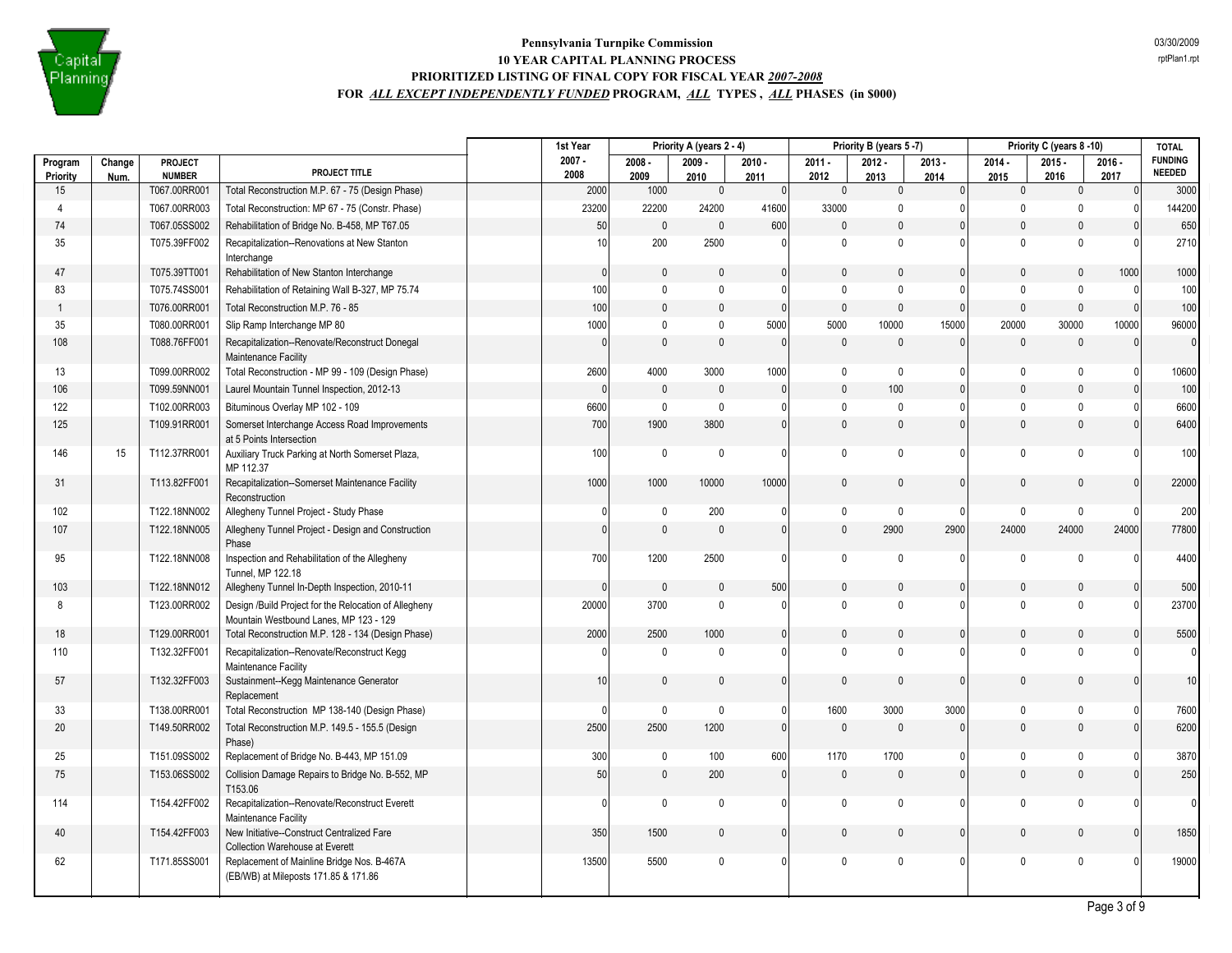**Pennsylvania Turnpike Commission**
**10 YEAR CAPITAL PLANNING PROCESS**
**PRIORITIZED LISTING OF FINAL COPY FOR FISCAL YEAR 2007-2008**
**FOR ALL EXCEPT INDEPENDENTLY FUNDED PROGRAM, ALL TYPES , ALL PHASES (in $000)**

03/30/2009
rptPlan1.rpt

| Program Priority | Change Num. | PROJECT NUMBER | PROJECT TITLE | 1st Year 2007 - 2008 | Priority A (years 2 - 4) 2008 - 2009 | 2009 - 2010 | 2010 - 2011 | Priority B (years 5 -7) 2011 - 2012 | 2012 - 2013 | 2013 - 2014 | Priority C (years 8 -10) 2014 - 2015 | 2015 - 2016 | 2016 - 2017 | TOTAL FUNDING NEEDED |
|---|---|---|---|---|---|---|---|---|---|---|---|---|---|---|
| 15 | | T067.00RR001 | Total Reconstruction M.P. 67 - 75 (Design Phase) | 2000 | 1000 | 0 | 0 | 0 | 0 | 0 | 0 | 0 | 0 | 3000 |
| 4 | | T067.00RR003 | Total Reconstruction: MP 67 - 75 (Constr. Phase) | 23200 | 22200 | 24200 | 41600 | 33000 | 0 | 0 | 0 | 0 | 0 | 144200 |
| 74 | | T067.05SS002 | Rehabilitation of Bridge No. B-458, MP T67.05 | 50 | 0 | 0 | 600 | 0 | 0 | 0 | 0 | 0 | 0 | 650 |
| 35 | | T075.39FF002 | Recapitalization--Renovations at New Stanton Interchange | 10 | 200 | 2500 | 0 | 0 | 0 | 0 | 0 | 0 | 0 | 2710 |
| 47 | | T075.39TT001 | Rehabilitation of New Stanton Interchange | 0 | 0 | 0 | 0 | 0 | 0 | 0 | 0 | 0 | 1000 | 1000 |
| 83 | | T075.74SS001 | Rehabilitation of Retaining Wall B-327, MP 75.74 | 100 | 0 | 0 | 0 | 0 | 0 | 0 | 0 | 0 | 0 | 100 |
| 1 | | T076.00RR001 | Total Reconstruction M.P. 76 - 85 | 100 | 0 | 0 | 0 | 0 | 0 | 0 | 0 | 0 | 0 | 100 |
| 35 | | T080.00RR001 | Slip Ramp Interchange MP 80 | 1000 | 0 | 0 | 5000 | 5000 | 10000 | 15000 | 20000 | 30000 | 10000 | 96000 |
| 108 | | T088.76FF001 | Recapitalization--Renovate/Reconstruct Donegal Maintenance Facility | 0 | 0 | 0 | 0 | 0 | 0 | 0 | 0 | 0 | 0 | 0 |
| 13 | | T099.00RR002 | Total Reconstruction - MP 99 - 109 (Design Phase) | 2600 | 4000 | 3000 | 1000 | 0 | 0 | 0 | 0 | 0 | 0 | 10600 |
| 106 | | T099.59NN001 | Laurel Mountain Tunnel Inspection, 2012-13 | 0 | 0 | 0 | 0 | 0 | 100 | 0 | 0 | 0 | 0 | 100 |
| 122 | | T102.00RR003 | Bituminous Overlay MP 102 - 109 | 6600 | 0 | 0 | 0 | 0 | 0 | 0 | 0 | 0 | 0 | 6600 |
| 125 | | T109.91RR001 | Somerset Interchange Access Road Improvements at 5 Points Intersection | 700 | 1900 | 3800 | 0 | 0 | 0 | 0 | 0 | 0 | 0 | 6400 |
| 146 | 15 | T112.37RR001 | Auxiliary Truck Parking at North Somerset Plaza, MP 112.37 | 100 | 0 | 0 | 0 | 0 | 0 | 0 | 0 | 0 | 0 | 100 |
| 31 | | T113.82FF001 | Recapitalization--Somerset Maintenance Facility Reconstruction | 1000 | 1000 | 10000 | 10000 | 0 | 0 | 0 | 0 | 0 | 0 | 22000 |
| 102 | | T122.18NN002 | Allegheny Tunnel Project - Study Phase | 0 | 0 | 200 | 0 | 0 | 0 | 0 | 0 | 0 | 0 | 200 |
| 107 | | T122.18NN005 | Allegheny Tunnel Project - Design and Construction Phase | 0 | 0 | 0 | 0 | 0 | 2900 | 2900 | 24000 | 24000 | 24000 | 77800 |
| 95 | | T122.18NN008 | Inspection and Rehabilitation of the Allegheny Tunnel, MP 122.18 | 700 | 1200 | 2500 | 0 | 0 | 0 | 0 | 0 | 0 | 0 | 4400 |
| 103 | | T122.18NN012 | Allegheny Tunnel In-Depth Inspection, 2010-11 | 0 | 0 | 0 | 500 | 0 | 0 | 0 | 0 | 0 | 0 | 500 |
| 8 | | T123.00RR002 | Design /Build Project for the Relocation of Allegheny Mountain Westbound Lanes, MP 123 - 129 | 20000 | 3700 | 0 | 0 | 0 | 0 | 0 | 0 | 0 | 0 | 23700 |
| 18 | | T129.00RR001 | Total Reconstruction M.P. 128 - 134 (Design Phase) | 2000 | 2500 | 1000 | 0 | 0 | 0 | 0 | 0 | 0 | 0 | 5500 |
| 110 | | T132.32FF001 | Recapitalization--Renovate/Reconstruct Kegg Maintenance Facility | 0 | 0 | 0 | 0 | 0 | 0 | 0 | 0 | 0 | 0 | 0 |
| 57 | | T132.32FF003 | Sustainment--Kegg Maintenance Generator Replacement | 10 | 0 | 0 | 0 | 0 | 0 | 0 | 0 | 0 | 0 | 10 |
| 33 | | T138.00RR001 | Total Reconstruction MP 138-140 (Design Phase) | 0 | 0 | 0 | 0 | 1600 | 3000 | 3000 | 0 | 0 | 0 | 7600 |
| 20 | | T149.50RR002 | Total Reconstruction M.P. 149.5 - 155.5 (Design Phase) | 2500 | 2500 | 1200 | 0 | 0 | 0 | 0 | 0 | 0 | 0 | 6200 |
| 25 | | T151.09SS002 | Replacement of Bridge No. B-443, MP 151.09 | 300 | 0 | 100 | 600 | 1170 | 1700 | 0 | 0 | 0 | 0 | 3870 |
| 75 | | T153.06SS002 | Collision Damage Repairs to Bridge No. B-552, MP T153.06 | 50 | 0 | 200 | 0 | 0 | 0 | 0 | 0 | 0 | 0 | 250 |
| 114 | | T154.42FF002 | Recapitalization--Renovate/Reconstruct Everett Maintenance Facility | 0 | 0 | 0 | 0 | 0 | 0 | 0 | 0 | 0 | 0 | 0 |
| 40 | | T154.42FF003 | New Initiative--Construct Centralized Fare Collection Warehouse at Everett | 350 | 1500 | 0 | 0 | 0 | 0 | 0 | 0 | 0 | 0 | 1850 |
| 62 | | T171.85SS001 | Replacement of Mainline Bridge Nos. B-467A (EB/WB) at Mileposts 171.85 & 171.86 | 13500 | 5500 | 0 | 0 | 0 | 0 | 0 | 0 | 0 | 0 | 19000 |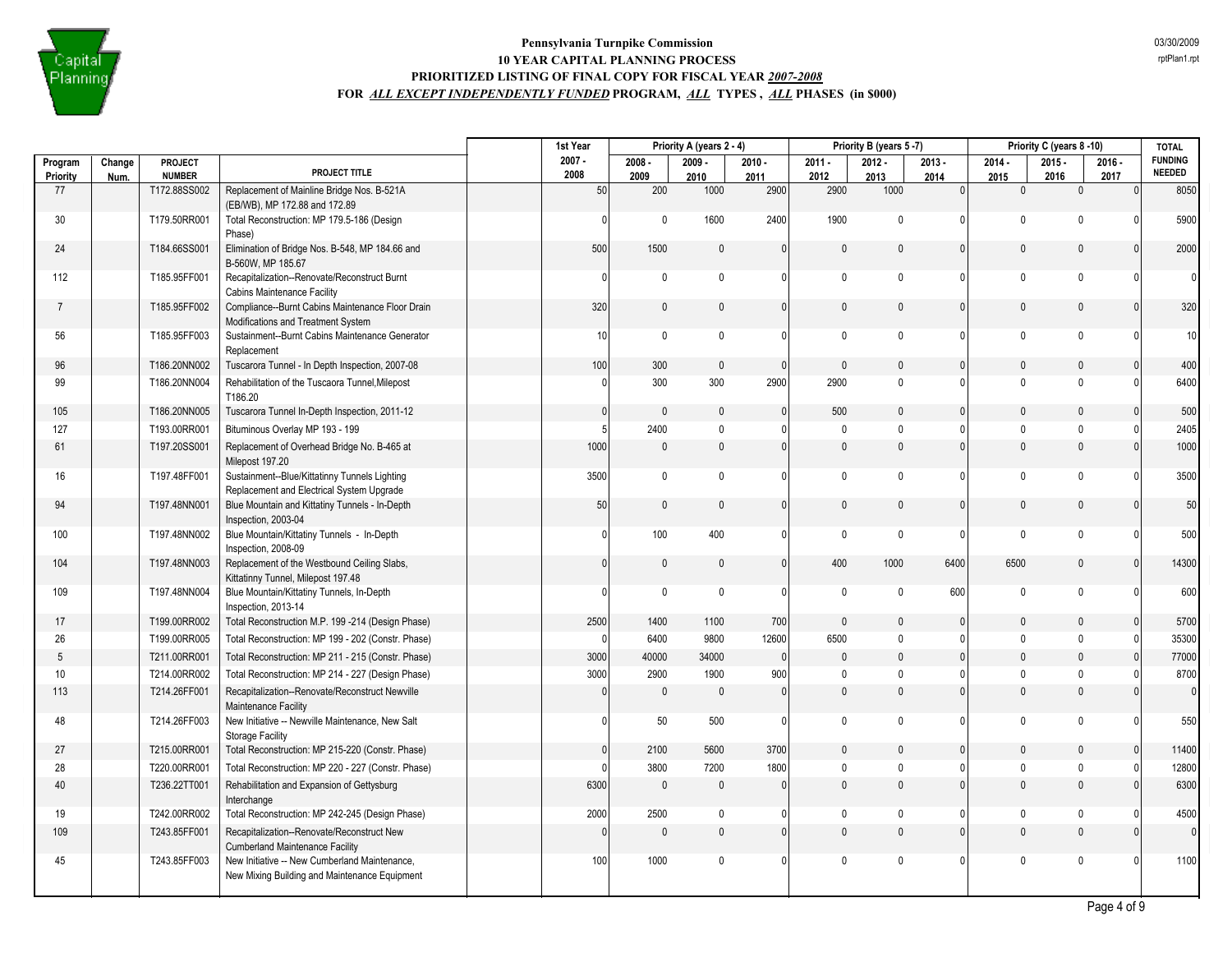# Pennsylvania Turnpike Commission
## 10 YEAR CAPITAL PLANNING PROCESS
### PRIORITIZED LISTING OF FINAL COPY FOR FISCAL YEAR *2007-2008*
### FOR *ALL EXCEPT INDEPENDENTLY FUNDED* PROGRAM, *ALL* TYPES , *ALL* PHASES (in $000)

03/30/2009
rptPlan1.rpt

| Program Priority | Change Num. | PROJECT NUMBER | PROJECT TITLE | 1st Year 2007 - 2008 | Priority A (years 2 - 4) 2008 - 2009 | 2009 - 2010 | 2010 - 2011 | Priority B (years 5 -7) 2011 - 2012 | 2012 - 2013 | 2013 - 2014 | Priority C (years 8 -10) 2014 - 2015 | 2015 - 2016 | 2016 - 2017 | TOTAL FUNDING NEEDED |
|---|---|---|---|---|---|---|---|---|---|---|---|---|---|---|
| 77 | | T172.88SS002 | Replacement of Mainline Bridge Nos. B-521A (EB/WB), MP 172.88 and 172.89 | 50 | 200 | 1000 | 2900 | 2900 | 1000 | 0 | 0 | 0 | 0 | 8050 |
| 30 | | T179.50RR001 | Total Reconstruction: MP 179.5-186 (Design Phase) | 0 | 0 | 1600 | 2400 | 1900 | 0 | 0 | 0 | 0 | 0 | 5900 |
| 24 | | T184.66SS001 | Elimination of Bridge Nos. B-548, MP 184.66 and B-560W, MP 185.67 | 500 | 1500 | 0 | 0 | 0 | 0 | 0 | 0 | 0 | 0 | 2000 |
| 112 | | T185.95FF001 | Recapitalization--Renovate/Reconstruct Burnt Cabins Maintenance Facility | 0 | 0 | 0 | 0 | 0 | 0 | 0 | 0 | 0 | 0 | 0 |
| 7 | | T185.95FF002 | Compliance--Burnt Cabins Maintenance Floor Drain Modifications and Treatment System | 320 | 0 | 0 | 0 | 0 | 0 | 0 | 0 | 0 | 0 | 320 |
| 56 | | T185.95FF003 | Sustainment--Burnt Cabins Maintenance Generator Replacement | 10 | 0 | 0 | 0 | 0 | 0 | 0 | 0 | 0 | 0 | 10 |
| 96 | | T186.20NN002 | Tuscarora Tunnel - In Depth Inspection, 2007-08 | 100 | 300 | 0 | 0 | 0 | 0 | 0 | 0 | 0 | 0 | 400 |
| 99 | | T186.20NN004 | Rehabilitation of the Tuscarora Tunnel,Milepost T186.20 | 0 | 300 | 300 | 2900 | 2900 | 0 | 0 | 0 | 0 | 0 | 6400 |
| 105 | | T186.20NN005 | Tuscarora Tunnel In-Depth Inspection, 2011-12 | 0 | 0 | 0 | 0 | 500 | 0 | 0 | 0 | 0 | 0 | 500 |
| 127 | | T193.00RR001 | Bituminous Overlay MP 193 - 199 | 5 | 2400 | 0 | 0 | 0 | 0 | 0 | 0 | 0 | 0 | 2405 |
| 61 | | T197.20SS001 | Replacement of Overhead Bridge No. B-465 at Milepost 197.20 | 1000 | 0 | 0 | 0 | 0 | 0 | 0 | 0 | 0 | 0 | 1000 |
| 16 | | T197.48FF001 | Sustainment--Blue/Kittatinny Tunnels Lighting Replacement and Electrical System Upgrade | 3500 | 0 | 0 | 0 | 0 | 0 | 0 | 0 | 0 | 0 | 3500 |
| 94 | | T197.48NN001 | Blue Mountain and Kittatiny Tunnels - In-Depth Inspection, 2003-04 | 50 | 0 | 0 | 0 | 0 | 0 | 0 | 0 | 0 | 0 | 50 |
| 100 | | T197.48NN002 | Blue Mountain/Kittatiny Tunnels - In-Depth Inspection, 2008-09 | 0 | 100 | 400 | 0 | 0 | 0 | 0 | 0 | 0 | 0 | 500 |
| 104 | | T197.48NN003 | Replacement of the Westbound Ceiling Slabs, Kittatinny Tunnel, Milepost 197.48 | 0 | 0 | 0 | 0 | 400 | 1000 | 6400 | 6500 | 0 | 0 | 14300 |
| 109 | | T197.48NN004 | Blue Mountain/Kittatiny Tunnels, In-Depth Inspection, 2013-14 | 0 | 0 | 0 | 0 | 0 | 0 | 600 | 0 | 0 | 0 | 600 |
| 17 | | T199.00RR002 | Total Reconstruction M.P. 199 -214 (Design Phase) | 2500 | 1400 | 1100 | 700 | 0 | 0 | 0 | 0 | 0 | 0 | 5700 |
| 26 | | T199.00RR005 | Total Reconstruction: MP 199 - 202 (Constr. Phase) | 0 | 6400 | 9800 | 12600 | 6500 | 0 | 0 | 0 | 0 | 0 | 35300 |
| 5 | | T211.00RR001 | Total Reconstruction: MP 211 - 215 (Constr. Phase) | 3000 | 40000 | 34000 | 0 | 0 | 0 | 0 | 0 | 0 | 0 | 77000 |
| 10 | | T214.00RR002 | Total Reconstruction: MP 214 - 227 (Design Phase) | 3000 | 2900 | 1900 | 900 | 0 | 0 | 0 | 0 | 0 | 0 | 8700 |
| 113 | | T214.26FF001 | Recapitalization--Renovate/Reconstruct Newville Maintenance Facility | 0 | 0 | 0 | 0 | 0 | 0 | 0 | 0 | 0 | 0 | 0 |
| 48 | | T214.26FF003 | New Initiative -- Newville Maintenance, New Salt Storage Facility | 0 | 50 | 500 | 0 | 0 | 0 | 0 | 0 | 0 | 0 | 550 |
| 27 | | T215.00RR001 | Total Reconstruction: MP 215-220 (Constr. Phase) | 0 | 2100 | 5600 | 3700 | 0 | 0 | 0 | 0 | 0 | 0 | 11400 |
| 28 | | T220.00RR001 | Total Reconstruction: MP 220 - 227 (Constr. Phase) | 0 | 3800 | 7200 | 1800 | 0 | 0 | 0 | 0 | 0 | 0 | 12800 |
| 40 | | T236.22TT001 | Rehabilitation and Expansion of Gettysburg Interchange | 6300 | 0 | 0 | 0 | 0 | 0 | 0 | 0 | 0 | 0 | 6300 |
| 19 | | T242.00RR002 | Total Reconstruction: MP 242-245 (Design Phase) | 2000 | 2500 | 0 | 0 | 0 | 0 | 0 | 0 | 0 | 0 | 4500 |
| 109 | | T243.85FF001 | Recapitalization--Renovate/Reconstruct New Cumberland Maintenance Facility | 0 | 0 | 0 | 0 | 0 | 0 | 0 | 0 | 0 | 0 | 0 |
| 45 | | T243.85FF003 | New Initiative -- New Cumberland Maintenance, New Mixing Building and Maintenance Equipment | 100 | 1000 | 0 | 0 | 0 | 0 | 0 | 0 | 0 | 0 | 1100 |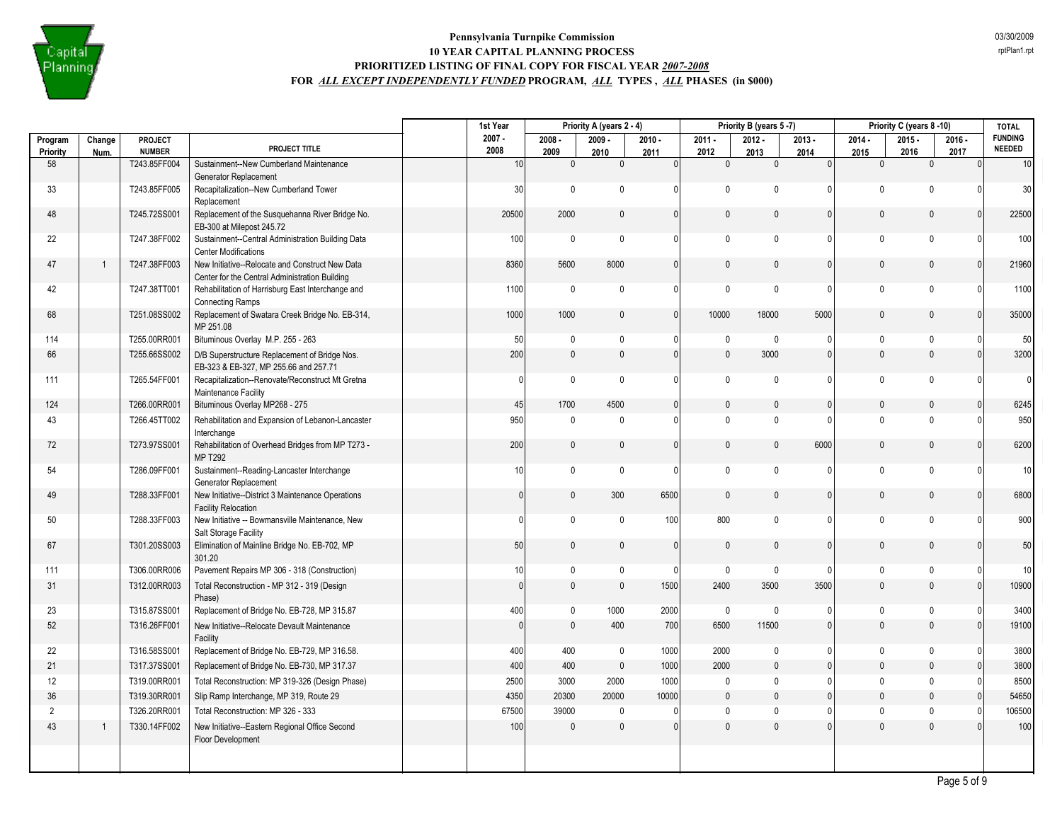**Pennsylvania Turnpike Commission**
**10 YEAR CAPITAL PLANNING PROCESS**
**PRIORITIZED LISTING OF FINAL COPY FOR FISCAL YEAR *2007-2008***
**FOR *ALL EXCEPT INDEPENDENTLY FUNDED* PROGRAM, *ALL* TYPES , *ALL* PHASES (in $000)**

03/30/2009
rptPlan1.rpt

| Program Priority | Change Num. | PROJECT NUMBER | PROJECT TITLE | 1st Year 2007 - 2008 | Priority A (years 2 - 4) 2008 - 2009 | 2009 - 2010 | 2010 - 2011 | Priority B (years 5 -7) 2011 - 2012 | 2012 - 2013 | 2013 - 2014 | Priority C (years 8 -10) 2014 - 2015 | 2015 - 2016 | 2016 - 2017 | TOTAL FUNDING NEEDED |
|---|---|---|---|---|---|---|---|---|---|---|---|---|---|---|
| 58 | | T243.85FF004 | Sustainment--New Cumberland Maintenance Generator Replacement | 10 | 0 | 0 | 0 | 0 | 0 | 0 | 0 | 0 | 0 | 10 |
| 33 | | T243.85FF005 | Recapitalization--New Cumberland Tower Replacement | 30 | 0 | 0 | 0 | 0 | 0 | 0 | 0 | 0 | 0 | 30 |
| 48 | | T245.72SS001 | Replacement of the Susquehanna River Bridge No. EB-300 at Milepost 245.72 | 20500 | 2000 | 0 | 0 | 0 | 0 | 0 | 0 | 0 | 0 | 22500 |
| 22 | | T247.38FF002 | Sustainment--Central Administration Building Data Center Modifications | 100 | 0 | 0 | 0 | 0 | 0 | 0 | 0 | 0 | 0 | 100 |
| 47 | 1 | T247.38FF003 | New Initiative--Relocate and Construct New Data Center for the Central Administration Building | 8360 | 5600 | 8000 | 0 | 0 | 0 | 0 | 0 | 0 | 0 | 21960 |
| 42 | | T247.38TT001 | Rehabilitation of Harrisburg East Interchange and Connecting Ramps | 1100 | 0 | 0 | 0 | 0 | 0 | 0 | 0 | 0 | 0 | 1100 |
| 68 | | T251.08SS002 | Replacement of Swatara Creek Bridge No. EB-314, MP 251.08 | 1000 | 1000 | 0 | 0 | 10000 | 18000 | 5000 | 0 | 0 | 0 | 35000 |
| 114 | | T255.00RR001 | Bituminous Overlay M.P. 255 - 263 | 50 | 0 | 0 | 0 | 0 | 0 | 0 | 0 | 0 | 0 | 50 |
| 66 | | T255.66SS002 | D/B Superstructure Replacement of Bridge Nos. EB-323 & EB-327, MP 255.66 and 257.71 | 200 | 0 | 0 | 0 | 0 | 3000 | 0 | 0 | 0 | 0 | 3200 |
| 111 | | T265.54FF001 | Recapitalization--Renovate/Reconstruct Mt Gretna Maintenance Facility | 0 | 0 | 0 | 0 | 0 | 0 | 0 | 0 | 0 | 0 | 0 |
| 124 | | T266.00RR001 | Bituminous Overlay MP268 - 275 | 45 | 1700 | 4500 | 0 | 0 | 0 | 0 | 0 | 0 | 0 | 6245 |
| 43 | | T266.45TT002 | Rehabilitation and Expansion of Lebanon-Lancaster Interchange | 950 | 0 | 0 | 0 | 0 | 0 | 0 | 0 | 0 | 0 | 950 |
| 72 | | T273.97SS001 | Rehabilitation of Overhead Bridges from MP T273 - MP T292 | 200 | 0 | 0 | 0 | 0 | 0 | 6000 | 0 | 0 | 0 | 6200 |
| 54 | | T286.09FF001 | Sustainment--Reading-Lancaster Interchange Generator Replacement | 10 | 0 | 0 | 0 | 0 | 0 | 0 | 0 | 0 | 0 | 10 |
| 49 | | T288.33FF001 | New Initiative--District 3 Maintenance Operations Facility Relocation | 0 | 0 | 300 | 6500 | 0 | 0 | 0 | 0 | 0 | 0 | 6800 |
| 50 | | T288.33FF003 | New Initiative -- Bowmansville Maintenance, New Salt Storage Facility | 0 | 0 | 0 | 100 | 800 | 0 | 0 | 0 | 0 | 0 | 900 |
| 67 | | T301.20SS003 | Elimination of Mainline Bridge No. EB-702, MP 301.20 | 50 | 0 | 0 | 0 | 0 | 0 | 0 | 0 | 0 | 0 | 50 |
| 111 | | T306.00RR006 | Pavement Repairs MP 306 - 318 (Construction) | 10 | 0 | 0 | 0 | 0 | 0 | 0 | 0 | 0 | 0 | 10 |
| 31 | | T312.00RR003 | Total Reconstruction - MP 312 - 319 (Design Phase) | 0 | 0 | 0 | 1500 | 2400 | 3500 | 3500 | 0 | 0 | 0 | 10900 |
| 23 | | T315.87SS001 | Replacement of Bridge No. EB-728, MP 315.87 | 400 | 0 | 1000 | 2000 | 0 | 0 | 0 | 0 | 0 | 0 | 3400 |
| 52 | | T316.26FF001 | New Initiative--Relocate Devault Maintenance Facility | 0 | 0 | 400 | 700 | 6500 | 11500 | 0 | 0 | 0 | 0 | 19100 |
| 22 | | T316.58SS001 | Replacement of Bridge No. EB-729, MP 316.58. | 400 | 400 | 0 | 1000 | 2000 | 0 | 0 | 0 | 0 | 0 | 3800 |
| 21 | | T317.37SS001 | Replacement of Bridge No. EB-730, MP 317.37 | 400 | 400 | 0 | 1000 | 2000 | 0 | 0 | 0 | 0 | 0 | 3800 |
| 12 | | T319.00RR001 | Total Reconstruction: MP 319-326 (Design Phase) | 2500 | 3000 | 2000 | 1000 | 0 | 0 | 0 | 0 | 0 | 0 | 8500 |
| 36 | | T319.30RR001 | Slip Ramp Interchange, MP 319, Route 29 | 4350 | 20300 | 20000 | 10000 | 0 | 0 | 0 | 0 | 0 | 0 | 54650 |
| 2 | | T326.20RR001 | Total Reconstruction: MP 326 - 333 | 67500 | 39000 | 0 | 0 | 0 | 0 | 0 | 0 | 0 | 0 | 106500 |
| 43 | 1 | T330.14FF002 | New Initiative--Eastern Regional Office Second Floor Development | 100 | 0 | 0 | 0 | 0 | 0 | 0 | 0 | 0 | 0 | 100 |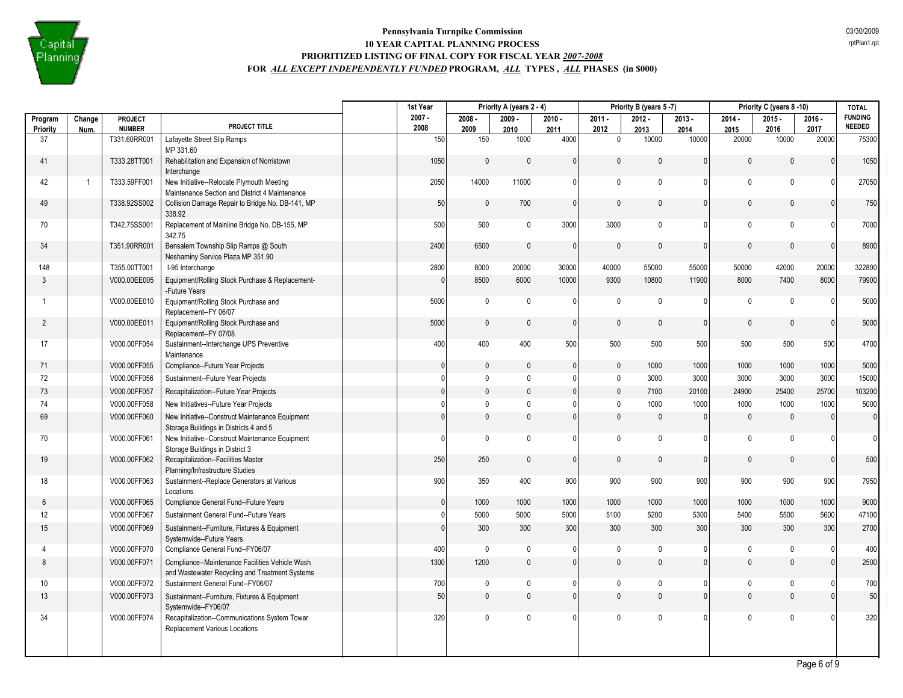**Pennsylvania Turnpike Commission**
**10 YEAR CAPITAL PLANNING PROCESS**
**PRIORITIZED LISTING OF FINAL COPY FOR FISCAL YEAR *2007-2008***
**FOR *ALL EXCEPT INDEPENDENTLY FUNDED* PROGRAM, *ALL* TYPES , *ALL* PHASES (in $000)**

03/30/2009
rptPlan1.rpt

| | | | | 1st Year | Priority A (years 2 - 4) | | | Priority B (years 5 -7) | | | Priority C (years 8 -10) | | | TOTAL |
|---|---|---|---|---|---|---|---|---|---|---|---|---|---|---|
| Program Priority | Change Num. | PROJECT NUMBER | PROJECT TITLE | 2007 - 2008 | 2008 - 2009 | 2009 - 2010 | 2010 - 2011 | 2011 - 2012 | 2012 - 2013 | 2013 - 2014 | 2014 - 2015 | 2015 - 2016 | 2016 - 2017 | FUNDING NEEDED |
| 37 | | T331.60RR001 | Lafayette Street Slip Ramps MP 331.60 | 150 | 150 | 1000 | 4000 | 0 | 10000 | 10000 | 20000 | 10000 | 20000 | 75300 |
| 41 | | T333.28TT001 | Rehabilitation and Expansion of Norristown Interchange | 1050 | 0 | 0 | 0 | 0 | 0 | 0 | 0 | 0 | 0 | 1050 |
| 42 | 1 | T333.59FF001 | New Initiative--Relocate Plymouth Meeting Maintenance Section and District 4 Maintenance | 2050 | 14000 | 11000 | 0 | 0 | 0 | 0 | 0 | 0 | 0 | 27050 |
| 49 | | T338.92SS002 | Collision Damage Repair to Bridge No. DB-141, MP 338.92 | 50 | 0 | 700 | 0 | 0 | 0 | 0 | 0 | 0 | 0 | 750 |
| 70 | | T342.75SS001 | Replacement of Mainline Bridge No. DB-155, MP 342.75 | 500 | 500 | 0 | 3000 | 3000 | 0 | 0 | 0 | 0 | 0 | 7000 |
| 34 | | T351.90RR001 | Bensalem Township Slip Ramps @ South Neshaminy Service Plaza MP 351.90 | 2400 | 6500 | 0 | 0 | 0 | 0 | 0 | 0 | 0 | 0 | 8900 |
| 148 | | T355.00TT001 | I-95 Interchange | 2800 | 8000 | 20000 | 30000 | 40000 | 55000 | 55000 | 50000 | 42000 | 20000 | 322800 |
| 3 | | V000.00EE005 | Equipment/Rolling Stock Purchase & Replacement--Future Years | 0 | 8500 | 6000 | 10000 | 9300 | 10800 | 11900 | 8000 | 7400 | 8000 | 79900 |
| 1 | | V000.00EE010 | Equipment/Rolling Stock Purchase and Replacement--FY 06/07 | 5000 | 0 | 0 | 0 | 0 | 0 | 0 | 0 | 0 | 0 | 5000 |
| 2 | | V000.00EE011 | Equipment/Rolling Stock Purchase and Replacement--FY 07/08 | 5000 | 0 | 0 | 0 | 0 | 0 | 0 | 0 | 0 | 0 | 5000 |
| 17 | | V000.00FF054 | Sustainment--Interchange UPS Preventive Maintenance | 400 | 400 | 400 | 500 | 500 | 500 | 500 | 500 | 500 | 500 | 4700 |
| 71 | | V000.00FF055 | Compliance--Future Year Projects | 0 | 0 | 0 | 0 | 0 | 1000 | 1000 | 1000 | 1000 | 1000 | 5000 |
| 72 | | V000.00FF056 | Sustainment--Future Year Projects | 0 | 0 | 0 | 0 | 0 | 3000 | 3000 | 3000 | 3000 | 3000 | 15000 |
| 73 | | V000.00FF057 | Recapitalization--Future Year Projects | 0 | 0 | 0 | 0 | 0 | 7100 | 20100 | 24900 | 25400 | 25700 | 103200 |
| 74 | | V000.00FF058 | New Initiatives--Future Year Projects | 0 | 0 | 0 | 0 | 0 | 1000 | 1000 | 1000 | 1000 | 1000 | 5000 |
| 69 | | V000.00FF060 | New Initiative--Construct Maintenance Equipment Storage Buildings in Districts 4 and 5 | 0 | 0 | 0 | 0 | 0 | 0 | 0 | 0 | 0 | 0 | 0 |
| 70 | | V000.00FF061 | New Initiative--Construct Maintenance Equipment Storage Buildings in District 3 | 0 | 0 | 0 | 0 | 0 | 0 | 0 | 0 | 0 | 0 | 0 |
| 19 | | V000.00FF062 | Recapitalization--Facilities Master Planning/Infrastructure Studies | 250 | 250 | 0 | 0 | 0 | 0 | 0 | 0 | 0 | 0 | 500 |
| 18 | | V000.00FF063 | Sustainment--Replace Generators at Various Locations | 900 | 350 | 400 | 900 | 900 | 900 | 900 | 900 | 900 | 900 | 7950 |
| 6 | | V000.00FF065 | Compliance General Fund--Future Years | 0 | 1000 | 1000 | 1000 | 1000 | 1000 | 1000 | 1000 | 1000 | 1000 | 9000 |
| 12 | | V000.00FF067 | Sustainment General Fund--Future Years | 0 | 5000 | 5000 | 5000 | 5100 | 5200 | 5300 | 5400 | 5500 | 5600 | 47100 |
| 15 | | V000.00FF069 | Sustainment--Furniture, Fixtures & Equipment Systemwide--Future Years | 0 | 300 | 300 | 300 | 300 | 300 | 300 | 300 | 300 | 300 | 2700 |
| 4 | | V000.00FF070 | Compliance General Fund--FY06/07 | 400 | 0 | 0 | 0 | 0 | 0 | 0 | 0 | 0 | 0 | 400 |
| 8 | | V000.00FF071 | Compliance--Maintenance Facilities Vehicle Wash and Wastewater Recycling and Treatment Systems | 1300 | 1200 | 0 | 0 | 0 | 0 | 0 | 0 | 0 | 0 | 2500 |
| 10 | | V000.00FF072 | Sustainment General Fund--FY06/07 | 700 | 0 | 0 | 0 | 0 | 0 | 0 | 0 | 0 | 0 | 700 |
| 13 | | V000.00FF073 | Sustainment--Furniture, Fixtures & Equipment Systemwide--FY06/07 | 50 | 0 | 0 | 0 | 0 | 0 | 0 | 0 | 0 | 0 | 50 |
| 34 | | V000.00FF074 | Recapitalization--Communications System Tower Replacement Various Locations | 320 | 0 | 0 | 0 | 0 | 0 | 0 | 0 | 0 | 0 | 320 |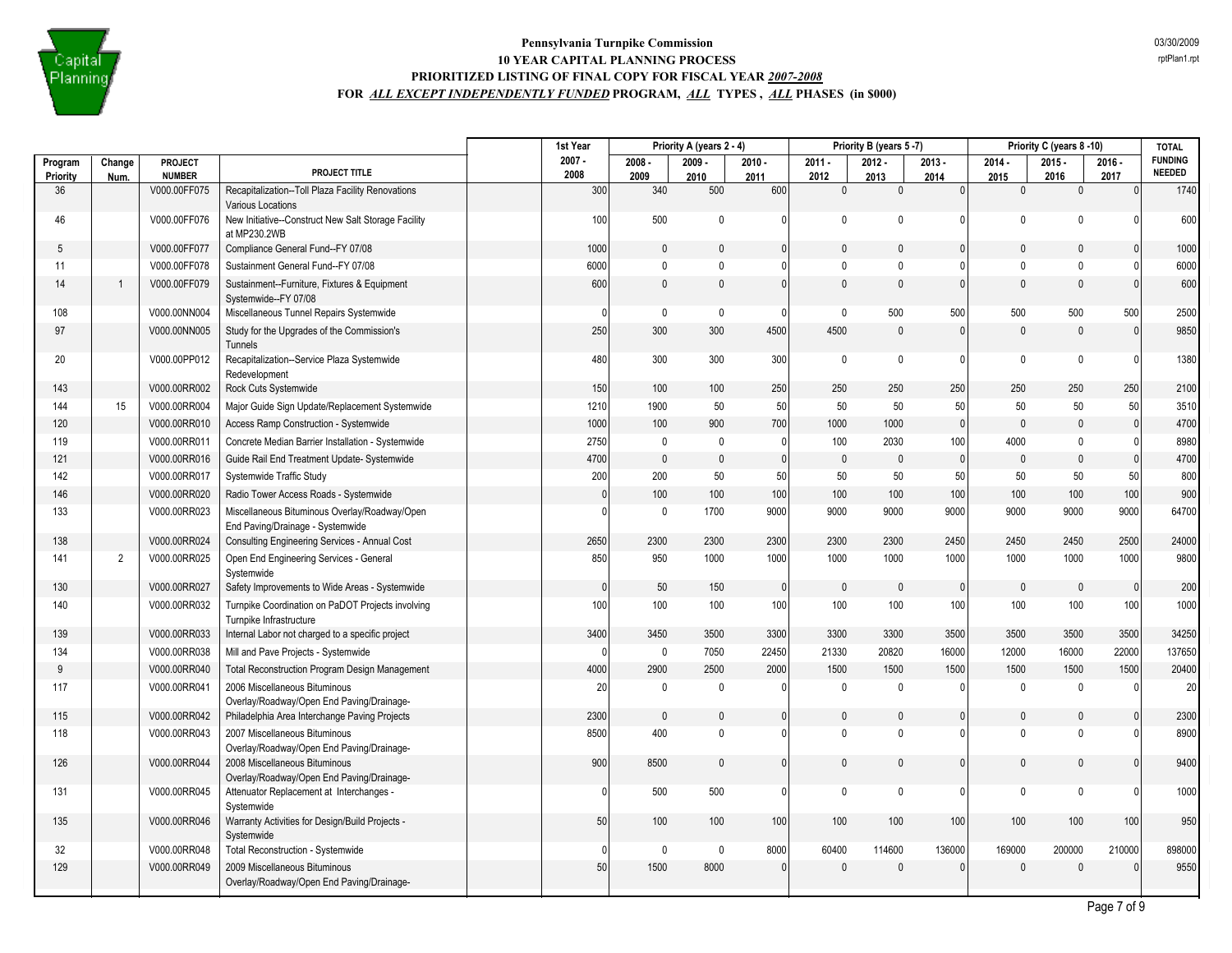**Pennsylvania Turnpike Commission**
**10 YEAR CAPITAL PLANNING PROCESS**
**PRIORITIZED LISTING OF FINAL COPY FOR FISCAL YEAR *2007-2008***
**FOR *ALL EXCEPT INDEPENDENTLY FUNDED* PROGRAM, *ALL* TYPES , *ALL* PHASES (in $000)**

03/30/2009
rptPlan1.rpt

| | | | | 1st Year | Priority A (years 2 - 4) | | | Priority B (years 5 -7) | | | Priority C (years 8 -10) | | | TOTAL |
|---|---|---|---|---|---|---|---|---|---|---|---|---|---|---|
| Program Priority | Change Num. | PROJECT NUMBER | PROJECT TITLE | 2007 - 2008 | 2008 - 2009 | 2009 - 2010 | 2010 - 2011 | 2011 - 2012 | 2012 - 2013 | 2013 - 2014 | 2014 - 2015 | 2015 - 2016 | 2016 - 2017 | FUNDING NEEDED |
| 36 | | V000.00FF075 | Recapitalization--Toll Plaza Facility Renovations Various Locations | 300 | 340 | 500 | 600 | 0 | 0 | 0 | 0 | 0 | 0 | 1740 |
| 46 | | V000.00FF076 | New Initiative--Construct New Salt Storage Facility at MP230.2WB | 100 | 500 | 0 | 0 | 0 | 0 | 0 | 0 | 0 | 0 | 600 |
| 5 | | V000.00FF077 | Compliance General Fund--FY 07/08 | 1000 | 0 | 0 | 0 | 0 | 0 | 0 | 0 | 0 | 0 | 1000 |
| 11 | | V000.00FF078 | Sustainment General Fund--FY 07/08 | 6000 | 0 | 0 | 0 | 0 | 0 | 0 | 0 | 0 | 0 | 6000 |
| 14 | 1 | V000.00FF079 | Sustainment--Furniture, Fixtures & Equipment Systemwide--FY 07/08 | 600 | 0 | 0 | 0 | 0 | 0 | 0 | 0 | 0 | 0 | 600 |
| 108 | | V000.00NN004 | Miscellaneous Tunnel Repairs Systemwide | 0 | 0 | 0 | 0 | 0 | 500 | 500 | 500 | 500 | 500 | 2500 |
| 97 | | V000.00NN005 | Study for the Upgrades of the Commission's Tunnels | 250 | 300 | 300 | 4500 | 4500 | 0 | 0 | 0 | 0 | 0 | 9850 |
| 20 | | V000.00PP012 | Recapitalization--Service Plaza Systemwide Redevelopment | 480 | 300 | 300 | 300 | 0 | 0 | 0 | 0 | 0 | 0 | 1380 |
| 143 | | V000.00RR002 | Rock Cuts Systemwide | 150 | 100 | 100 | 250 | 250 | 250 | 250 | 250 | 250 | 250 | 2100 |
| 144 | 15 | V000.00RR004 | Major Guide Sign Update/Replacement Systemwide | 1210 | 1900 | 50 | 50 | 50 | 50 | 50 | 50 | 50 | 50 | 3510 |
| 120 | | V000.00RR010 | Access Ramp Construction - Systemwide | 1000 | 100 | 900 | 700 | 1000 | 1000 | 0 | 0 | 0 | 0 | 4700 |
| 119 | | V000.00RR011 | Concrete Median Barrier Installation - Systemwide | 2750 | 0 | 0 | 0 | 100 | 2030 | 100 | 4000 | 0 | 0 | 8980 |
| 121 | | V000.00RR016 | Guide Rail End Treatment Update- Systemwide | 4700 | 0 | 0 | 0 | 0 | 0 | 0 | 0 | 0 | 0 | 4700 |
| 142 | | V000.00RR017 | Systemwide Traffic Study | 200 | 200 | 50 | 50 | 50 | 50 | 50 | 50 | 50 | 50 | 800 |
| 146 | | V000.00RR020 | Radio Tower Access Roads - Systemwide | 0 | 100 | 100 | 100 | 100 | 100 | 100 | 100 | 100 | 100 | 900 |
| 133 | | V000.00RR023 | Miscellaneous Bituminous Overlay/Roadway/Open End Paving/Drainage - Systemwide | 0 | 0 | 1700 | 9000 | 9000 | 9000 | 9000 | 9000 | 9000 | 9000 | 64700 |
| 138 | | V000.00RR024 | Consulting Engineering Services - Annual Cost | 2650 | 2300 | 2300 | 2300 | 2300 | 2300 | 2450 | 2450 | 2450 | 2500 | 24000 |
| 141 | 2 | V000.00RR025 | Open End Engineering Services - General Systemwide | 850 | 950 | 1000 | 1000 | 1000 | 1000 | 1000 | 1000 | 1000 | 1000 | 9800 |
| 130 | | V000.00RR027 | Safety Improvements to Wide Areas - Systemwide | 0 | 50 | 150 | 0 | 0 | 0 | 0 | 0 | 0 | 0 | 200 |
| 140 | | V000.00RR032 | Turnpike Coordination on PaDOT Projects involving Turnpike Infrastructure | 100 | 100 | 100 | 100 | 100 | 100 | 100 | 100 | 100 | 100 | 1000 |
| 139 | | V000.00RR033 | Internal Labor not charged to a specific project | 3400 | 3450 | 3500 | 3300 | 3300 | 3300 | 3500 | 3500 | 3500 | 3500 | 34250 |
| 134 | | V000.00RR038 | Mill and Pave Projects - Systemwide | 0 | 0 | 7050 | 22450 | 21330 | 20820 | 16000 | 12000 | 16000 | 22000 | 137650 |
| 9 | | V000.00RR040 | Total Reconstruction Program Design Management | 4000 | 2900 | 2500 | 2000 | 1500 | 1500 | 1500 | 1500 | 1500 | 1500 | 20400 |
| 117 | | V000.00RR041 | 2006 Miscellaneous Bituminous Overlay/Roadway/Open End Paving/Drainage- | 20 | 0 | 0 | 0 | 0 | 0 | 0 | 0 | 0 | 0 | 20 |
| 115 | | V000.00RR042 | Philadelphia Area Interchange Paving Projects | 2300 | 0 | 0 | 0 | 0 | 0 | 0 | 0 | 0 | 0 | 2300 |
| 118 | | V000.00RR043 | 2007 Miscellaneous Bituminous Overlay/Roadway/Open End Paving/Drainage- | 8500 | 400 | 0 | 0 | 0 | 0 | 0 | 0 | 0 | 0 | 8900 |
| 126 | | V000.00RR044 | 2008 Miscellaneous Bituminous Overlay/Roadway/Open End Paving/Drainage- | 900 | 8500 | 0 | 0 | 0 | 0 | 0 | 0 | 0 | 0 | 9400 |
| 131 | | V000.00RR045 | Attenuator Replacement at Interchanges - Systemwide | 0 | 500 | 500 | 0 | 0 | 0 | 0 | 0 | 0 | 0 | 1000 |
| 135 | | V000.00RR046 | Warranty Activities for Design/Build Projects - Systemwide | 50 | 100 | 100 | 100 | 100 | 100 | 100 | 100 | 100 | 100 | 950 |
| 32 | | V000.00RR048 | Total Reconstruction - Systemwide | 0 | 0 | 0 | 8000 | 60400 | 114600 | 136000 | 169000 | 200000 | 210000 | 898000 |
| 129 | | V000.00RR049 | 2009 Miscellaneous Bituminous Overlay/Roadway/Open End Paving/Drainage- | 50 | 1500 | 8000 | 0 | 0 | 0 | 0 | 0 | 0 | 0 | 9550 |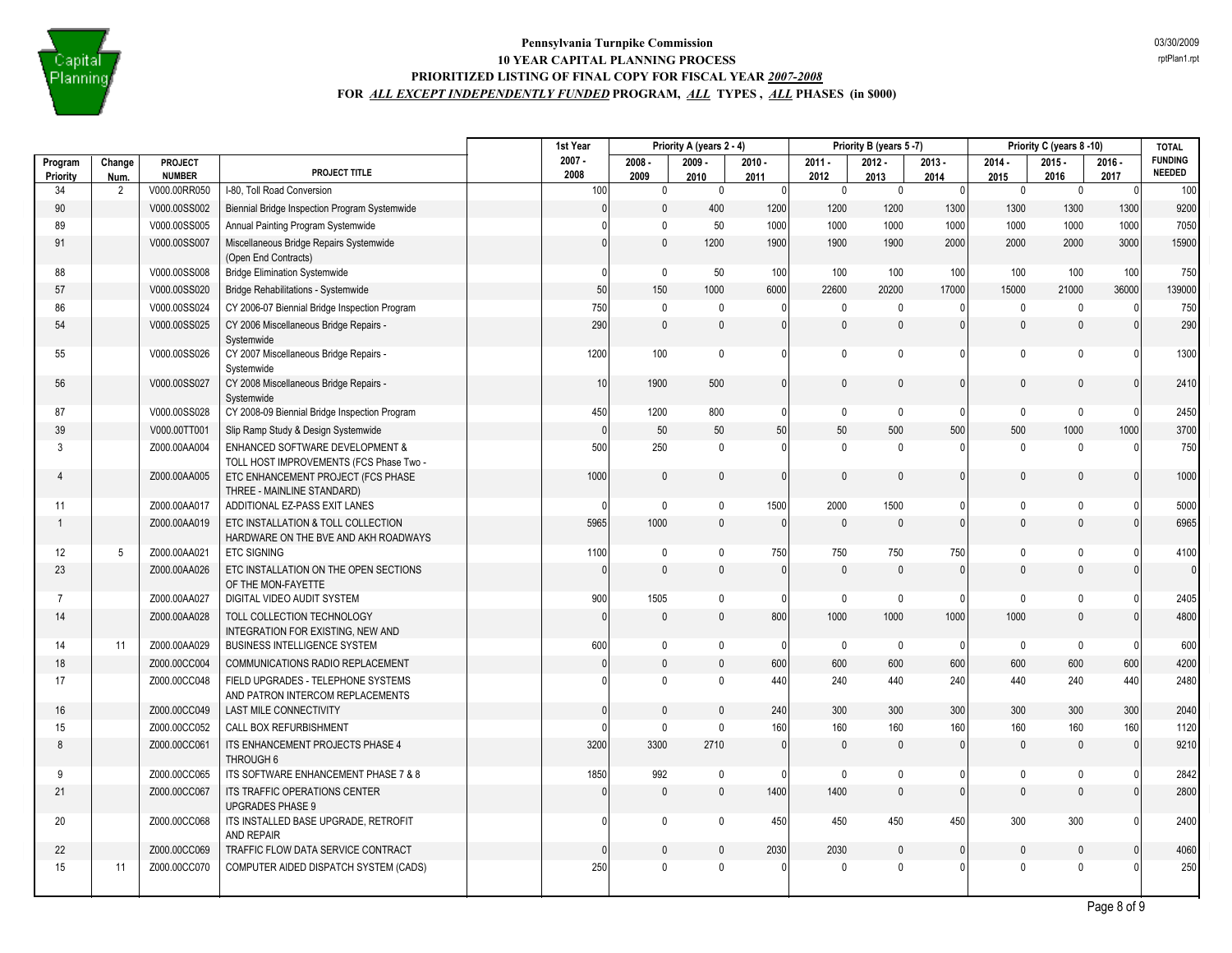**Pennsylvania Turnpike Commission**
**10 YEAR CAPITAL PLANNING PROCESS**
**PRIORITIZED LISTING OF FINAL COPY FOR FISCAL YEAR *2007-2008***
**FOR *ALL EXCEPT INDEPENDENTLY FUNDED* PROGRAM, *ALL* TYPES , *ALL* PHASES (in $000)**

03/30/2009
rptPlan1.rpt

| Program Priority | Change Num. | PROJECT NUMBER | PROJECT TITLE | 1st Year 2007 - 2008 | Priority A (years 2 - 4) 2008 - 2009 | 2009 - 2010 | 2010 - 2011 | Priority B (years 5 -7) 2011 - 2012 | 2012 - 2013 | 2013 - 2014 | Priority C (years 8 -10) 2014 - 2015 | 2015 - 2016 | 2016 - 2017 | TOTAL FUNDING NEEDED |
|---|---|---|---|---|---|---|---|---|---|---|---|---|---|---|
| 34 | 2 | V000.00RR050 | I-80, Toll Road Conversion | 100 | 0 | 0 | 0 | 0 | 0 | 0 | 0 | 0 | 0 | 100 |
| 90 | | V000.00SS002 | Biennial Bridge Inspection Program Systemwide | 0 | 0 | 400 | 1200 | 1200 | 1200 | 1300 | 1300 | 1300 | 1300 | 9200 |
| 89 | | V000.00SS005 | Annual Painting Program Systemwide | 0 | 0 | 50 | 1000 | 1000 | 1000 | 1000 | 1000 | 1000 | 1000 | 7050 |
| 91 | | V000.00SS007 | Miscellaneous Bridge Repairs Systemwide (Open End Contracts) | 0 | 0 | 1200 | 1900 | 1900 | 1900 | 2000 | 2000 | 2000 | 3000 | 15900 |
| 88 | | V000.00SS008 | Bridge Elimination Systemwide | 0 | 0 | 50 | 100 | 100 | 100 | 100 | 100 | 100 | 100 | 750 |
| 57 | | V000.00SS020 | Bridge Rehabilitations - Systemwide | 50 | 150 | 1000 | 6000 | 22600 | 20200 | 17000 | 15000 | 21000 | 36000 | 139000 |
| 86 | | V000.00SS024 | CY 2006-07 Biennial Bridge Inspection Program | 750 | 0 | 0 | 0 | 0 | 0 | 0 | 0 | 0 | 0 | 750 |
| 54 | | V000.00SS025 | CY 2006 Miscellaneous Bridge Repairs - Systemwide | 290 | 0 | 0 | 0 | 0 | 0 | 0 | 0 | 0 | 0 | 290 |
| 55 | | V000.00SS026 | CY 2007 Miscellaneous Bridge Repairs - Systemwide | 1200 | 100 | 0 | 0 | 0 | 0 | 0 | 0 | 0 | 0 | 1300 |
| 56 | | V000.00SS027 | CY 2008 Miscellaneous Bridge Repairs - Systemwide | 10 | 1900 | 500 | 0 | 0 | 0 | 0 | 0 | 0 | 0 | 2410 |
| 87 | | V000.00SS028 | CY 2008-09 Biennial Bridge Inspection Program | 450 | 1200 | 800 | 0 | 0 | 0 | 0 | 0 | 0 | 0 | 2450 |
| 39 | | V000.00TT001 | Slip Ramp Study & Design Systemwide | 0 | 50 | 50 | 50 | 50 | 500 | 500 | 500 | 1000 | 1000 | 3700 |
| 3 | | Z000.00AA004 | ENHANCED SOFTWARE DEVELOPMENT & TOLL HOST IMPROVEMENTS (FCS Phase Two - | 500 | 250 | 0 | 0 | 0 | 0 | 0 | 0 | 0 | 0 | 750 |
| 4 | | Z000.00AA005 | ETC ENHANCEMENT PROJECT (FCS PHASE THREE - MAINLINE STANDARD) | 1000 | 0 | 0 | 0 | 0 | 0 | 0 | 0 | 0 | 0 | 1000 |
| 11 | | Z000.00AA017 | ADDITIONAL EZ-PASS EXIT LANES | 0 | 0 | 0 | 1500 | 2000 | 1500 | 0 | 0 | 0 | 0 | 5000 |
| 1 | | Z000.00AA019 | ETC INSTALLATION & TOLL COLLECTION HARDWARE ON THE BVE AND AKH ROADWAYS | 5965 | 1000 | 0 | 0 | 0 | 0 | 0 | 0 | 0 | 0 | 6965 |
| 12 | 5 | Z000.00AA021 | ETC SIGNING | 1100 | 0 | 0 | 750 | 750 | 750 | 750 | 0 | 0 | 0 | 4100 |
| 23 | | Z000.00AA026 | ETC INSTALLATION ON THE OPEN SECTIONS OF THE MON-FAYETTE | 0 | 0 | 0 | 0 | 0 | 0 | 0 | 0 | 0 | 0 | 0 |
| 7 | | Z000.00AA027 | DIGITAL VIDEO AUDIT SYSTEM | 900 | 1505 | 0 | 0 | 0 | 0 | 0 | 0 | 0 | 0 | 2405 |
| 14 | | Z000.00AA028 | TOLL COLLECTION TECHNOLOGY INTEGRATION FOR EXISTING, NEW AND | 0 | 0 | 0 | 800 | 1000 | 1000 | 1000 | 1000 | 0 | 0 | 4800 |
| 14 | 11 | Z000.00AA029 | BUSINESS INTELLIGENCE SYSTEM | 600 | 0 | 0 | 0 | 0 | 0 | 0 | 0 | 0 | 0 | 600 |
| 18 | | Z000.00CC004 | COMMUNICATIONS RADIO REPLACEMENT | 0 | 0 | 0 | 600 | 600 | 600 | 600 | 600 | 600 | 600 | 4200 |
| 17 | | Z000.00CC048 | FIELD UPGRADES - TELEPHONE SYSTEMS AND PATRON INTERCOM REPLACEMENTS | 0 | 0 | 0 | 440 | 240 | 440 | 240 | 440 | 240 | 440 | 2480 |
| 16 | | Z000.00CC049 | LAST MILE CONNECTIVITY | 0 | 0 | 0 | 240 | 300 | 300 | 300 | 300 | 300 | 300 | 2040 |
| 15 | | Z000.00CC052 | CALL BOX REFURBISHMENT | 0 | 0 | 0 | 160 | 160 | 160 | 160 | 160 | 160 | 160 | 1120 |
| 8 | | Z000.00CC061 | ITS ENHANCEMENT PROJECTS PHASE 4 THROUGH 6 | 3200 | 3300 | 2710 | 0 | 0 | 0 | 0 | 0 | 0 | 0 | 9210 |
| 9 | | Z000.00CC065 | ITS SOFTWARE ENHANCEMENT PHASE 7 & 8 | 1850 | 992 | 0 | 0 | 0 | 0 | 0 | 0 | 0 | 0 | 2842 |
| 21 | | Z000.00CC067 | ITS TRAFFIC OPERATIONS CENTER UPGRADES PHASE 9 | 0 | 0 | 0 | 1400 | 1400 | 0 | 0 | 0 | 0 | 0 | 2800 |
| 20 | | Z000.00CC068 | ITS INSTALLED BASE UPGRADE, RETROFIT AND REPAIR | 0 | 0 | 0 | 450 | 450 | 450 | 450 | 300 | 300 | 0 | 2400 |
| 22 | | Z000.00CC069 | TRAFFIC FLOW DATA SERVICE CONTRACT | 0 | 0 | 0 | 2030 | 2030 | 0 | 0 | 0 | 0 | 0 | 4060 |
| 15 | 11 | Z000.00CC070 | COMPUTER AIDED DISPATCH SYSTEM (CADS) | 250 | 0 | 0 | 0 | 0 | 0 | 0 | 0 | 0 | 0 | 250 |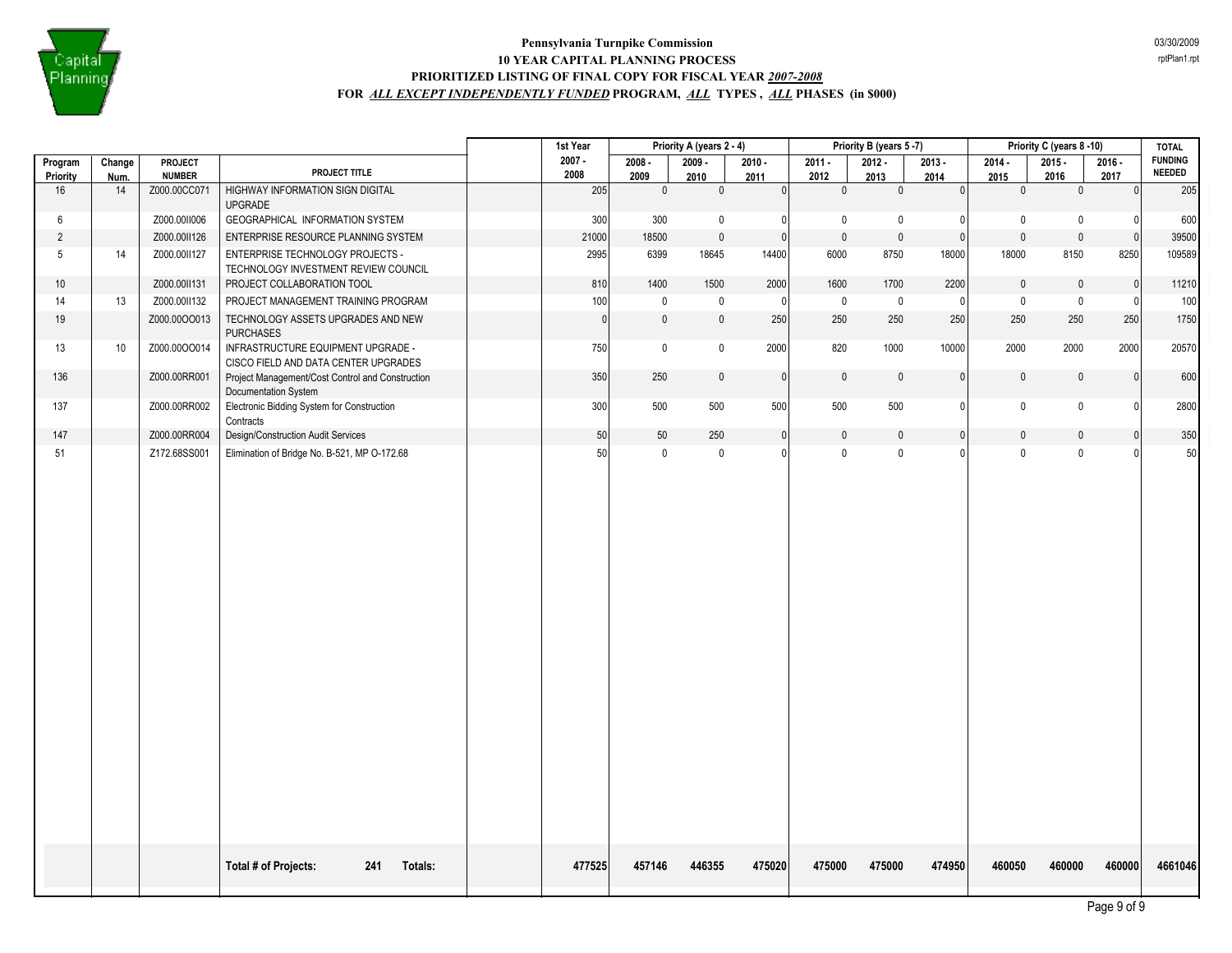**Pennsylvania Turnpike Commission**
**10 YEAR CAPITAL PLANNING PROCESS**
**PRIORITIZED LISTING OF FINAL COPY FOR FISCAL YEAR *2007-2008***
**FOR *ALL EXCEPT INDEPENDENTLY FUNDED* PROGRAM, *ALL* TYPES , *ALL* PHASES (in $000)**

03/30/2009
rptPlan1.rpt

| Program Priority | Change Num. | PROJECT NUMBER | PROJECT TITLE | | 1st Year 2007 - 2008 | Priority A (years 2 - 4) 2008 - 2009 | 2009 - 2010 | 2010 - 2011 | Priority B (years 5 -7) 2011 - 2012 | 2012 - 2013 | 2013 - 2014 | Priority C (years 8 -10) 2014 - 2015 | 2015 - 2016 | 2016 - 2017 | TOTAL FUNDING NEEDED |
|---|---|---|---|---|---|---|---|---|---|---|---|---|---|---|---|
| 16 | 14 | Z000.00CC071 | HIGHWAY INFORMATION SIGN DIGITAL UPGRADE | | 205 | 0 | 0 | 0 | 0 | 0 | 0 | 0 | 0 | 0 | 205 |
| 6 | | Z000.00II006 | GEOGRAPHICAL INFORMATION SYSTEM | | 300 | 300 | 0 | 0 | 0 | 0 | 0 | 0 | 0 | 0 | 600 |
| 2 | | Z000.00II126 | ENTERPRISE RESOURCE PLANNING SYSTEM | | 21000 | 18500 | 0 | 0 | 0 | 0 | 0 | 0 | 0 | 0 | 39500 |
| 5 | 14 | Z000.00II127 | ENTERPRISE TECHNOLOGY PROJECTS - TECHNOLOGY INVESTMENT REVIEW COUNCIL | | 2995 | 6399 | 18645 | 14400 | 6000 | 8750 | 18000 | 18000 | 8150 | 8250 | 109589 |
| 10 | | Z000.00II131 | PROJECT COLLABORATION TOOL | | 810 | 1400 | 1500 | 2000 | 1600 | 1700 | 2200 | 0 | 0 | 0 | 11210 |
| 14 | 13 | Z000.00II132 | PROJECT MANAGEMENT TRAINING PROGRAM | | 100 | 0 | 0 | 0 | 0 | 0 | 0 | 0 | 0 | 0 | 100 |
| 19 | | Z000.00OO013 | TECHNOLOGY ASSETS UPGRADES AND NEW PURCHASES | | 0 | 0 | 0 | 250 | 250 | 250 | 250 | 250 | 250 | 250 | 1750 |
| 13 | 10 | Z000.00OO014 | INFRASTRUCTURE EQUIPMENT UPGRADE - CISCO FIELD AND DATA CENTER UPGRADES | | 750 | 0 | 0 | 2000 | 820 | 1000 | 10000 | 2000 | 2000 | 2000 | 20570 |
| 136 | | Z000.00RR001 | Project Management/Cost Control and Construction Documentation System | | 350 | 250 | 0 | 0 | 0 | 0 | 0 | 0 | 0 | 0 | 600 |
| 137 | | Z000.00RR002 | Electronic Bidding System for Construction Contracts | | 300 | 500 | 500 | 500 | 500 | 500 | 0 | 0 | 0 | 0 | 2800 |
| 147 | | Z000.00RR004 | Design/Construction Audit Services | | 50 | 50 | 250 | 0 | 0 | 0 | 0 | 0 | 0 | 0 | 350 |
| 51 | | Z172.68SS001 | Elimination of Bridge No. B-521, MP O-172.68 | | 50 | 0 | 0 | 0 | 0 | 0 | 0 | 0 | 0 | 0 | 50 |
| | | | **Total # of Projects: 241** | **Totals:** | **477525** | **457146** | **446355** | **475020** | **475000** | **475000** | **474950** | **460050** | **460000** | **460000** | **4661046** |